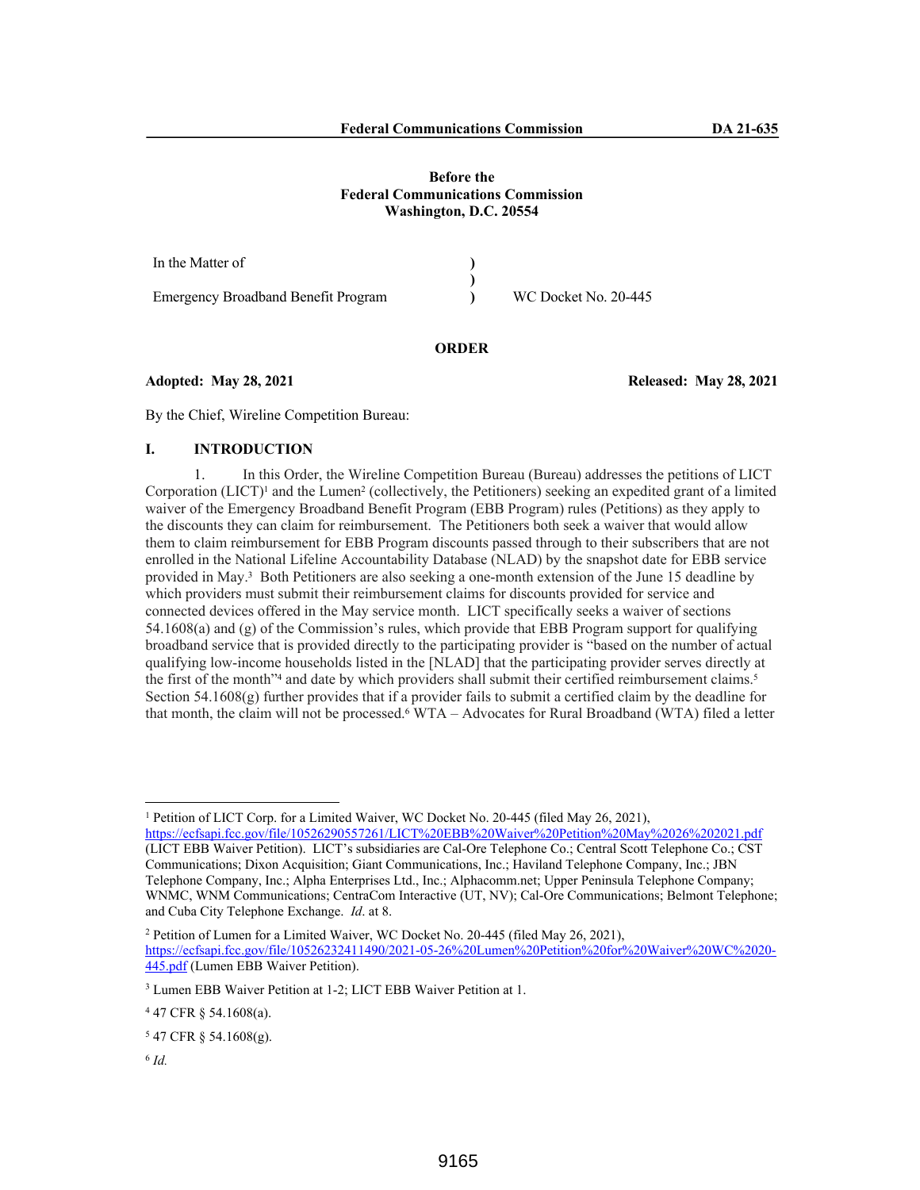**Before the**
**Federal Communications Commission**
**Washington, D.C. 20554**

| In the Matter of | ) | |
|---|---|---|
| | ) | |
| Emergency Broadband Benefit Program | ) | WC Docket No. 20-445 |

**ORDER**

**Adopted: May 28, 2021** **Released: May 28, 2021**

By the Chief, Wireline Competition Bureau:

## I. INTRODUCTION

1. In this Order, the Wireline Competition Bureau (Bureau) addresses the petitions of LICT Corporation (LICT)[1] and the Lumen[2] (collectively, the Petitioners) seeking an expedited grant of a limited waiver of the Emergency Broadband Benefit Program (EBB Program) rules (Petitions) as they apply to the discounts they can claim for reimbursement. The Petitioners both seek a waiver that would allow them to claim reimbursement for EBB Program discounts passed through to their subscribers that are not enrolled in the National Lifeline Accountability Database (NLAD) by the snapshot date for EBB service provided in May.[3] Both Petitioners are also seeking a one-month extension of the June 15 deadline by which providers must submit their reimbursement claims for discounts provided for service and connected devices offered in the May service month. LICT specifically seeks a waiver of sections 54.1608(a) and (g) of the Commission's rules, which provide that EBB Program support for qualifying broadband service that is provided directly to the participating provider is "based on the number of actual qualifying low-income households listed in the [NLAD] that the participating provider serves directly at the first of the month"[4] and date by which providers shall submit their certified reimbursement claims.[5] Section 54.1608(g) further provides that if a provider fails to submit a certified claim by the deadline for that month, the claim will not be processed.[6] WTA – Advocates for Rural Broadband (WTA) filed a letter

---

[1] Petition of LICT Corp. for a Limited Waiver, WC Docket No. 20-445 (filed May 26, 2021), https://ecfsapi.fcc.gov/file/10526290557261/LICT%20EBB%20Waiver%20Petition%20May%2026%202021.pdf (LICT EBB Waiver Petition). LICT's subsidiaries are Cal-Ore Telephone Co.; Central Scott Telephone Co.; CST Communications; Dixon Acquisition; Giant Communications, Inc.; Haviland Telephone Company, Inc.; JBN Telephone Company, Inc.; Alpha Enterprises Ltd., Inc.; Alphacomm.net; Upper Peninsula Telephone Company; WNMC, WNM Communications; CentraCom Interactive (UT, NV); Cal-Ore Communications; Belmont Telephone; and Cuba City Telephone Exchange. *Id*. at 8.

[2] Petition of Lumen for a Limited Waiver, WC Docket No. 20-445 (filed May 26, 2021), https://ecfsapi.fcc.gov/file/10526232411490/2021-05-26%20Lumen%20Petition%20for%20Waiver%20WC%20-445.pdf (Lumen EBB Waiver Petition).

[3] Lumen EBB Waiver Petition at 1-2; LICT EBB Waiver Petition at 1.

[4] 47 CFR § 54.1608(a).

[5] 47 CFR § 54.1608(g).

[6] *Id.*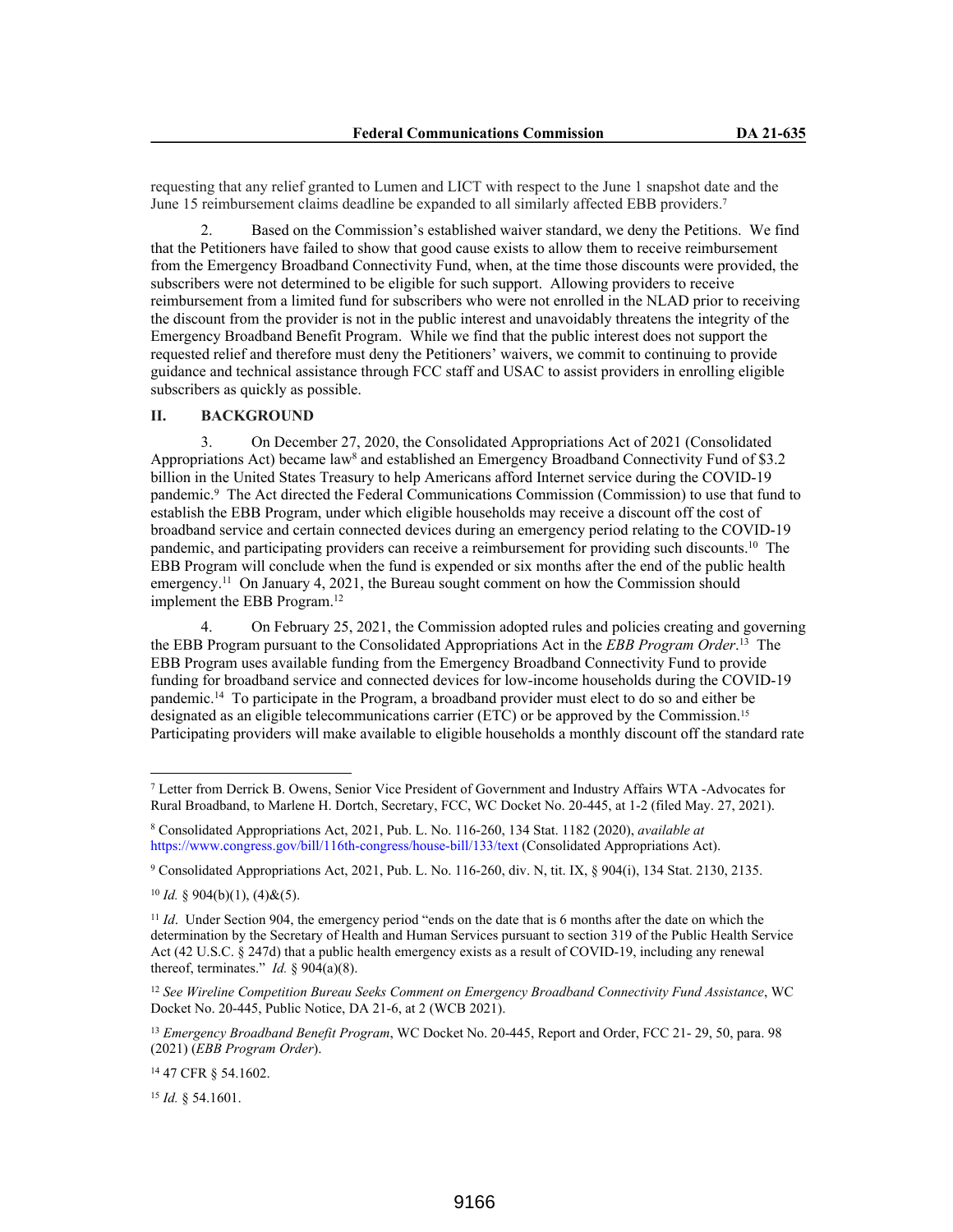requesting that any relief granted to Lumen and LICT with respect to the June 1 snapshot date and the June 15 reimbursement claims deadline be expanded to all similarly affected EBB providers.[7]

2. Based on the Commission's established waiver standard, we deny the Petitions. We find that the Petitioners have failed to show that good cause exists to allow them to receive reimbursement from the Emergency Broadband Connectivity Fund, when, at the time those discounts were provided, the subscribers were not determined to be eligible for such support. Allowing providers to receive reimbursement from a limited fund for subscribers who were not enrolled in the NLAD prior to receiving the discount from the provider is not in the public interest and unavoidably threatens the integrity of the Emergency Broadband Benefit Program. While we find that the public interest does not support the requested relief and therefore must deny the Petitioners' waivers, we commit to continuing to provide guidance and technical assistance through FCC staff and USAC to assist providers in enrolling eligible subscribers as quickly as possible.

## II. BACKGROUND

3. On December 27, 2020, the Consolidated Appropriations Act of 2021 (Consolidated Appropriations Act) became law[8] and established an Emergency Broadband Connectivity Fund of $3.2 billion in the United States Treasury to help Americans afford Internet service during the COVID-19 pandemic.[9] The Act directed the Federal Communications Commission (Commission) to use that fund to establish the EBB Program, under which eligible households may receive a discount off the cost of broadband service and certain connected devices during an emergency period relating to the COVID-19 pandemic, and participating providers can receive a reimbursement for providing such discounts.[10] The EBB Program will conclude when the fund is expended or six months after the end of the public health emergency.[11] On January 4, 2021, the Bureau sought comment on how the Commission should implement the EBB Program.[12]

4. On February 25, 2021, the Commission adopted rules and policies creating and governing the EBB Program pursuant to the Consolidated Appropriations Act in the *EBB Program Order*.[13] The EBB Program uses available funding from the Emergency Broadband Connectivity Fund to provide funding for broadband service and connected devices for low-income households during the COVID-19 pandemic.[14] To participate in the Program, a broadband provider must elect to do so and either be designated as an eligible telecommunications carrier (ETC) or be approved by the Commission.[15] Participating providers will make available to eligible households a monthly discount off the standard rate

---

[7] Letter from Derrick B. Owens, Senior Vice President of Government and Industry Affairs WTA -Advocates for Rural Broadband, to Marlene H. Dortch, Secretary, FCC, WC Docket No. 20-445, at 1-2 (filed May. 27, 2021).

[8] Consolidated Appropriations Act, 2021, Pub. L. No. 116-260, 134 Stat. 1182 (2020), *available at* https://www.congress.gov/bill/116th-congress/house-bill/133/text (Consolidated Appropriations Act).

[9] Consolidated Appropriations Act, 2021, Pub. L. No. 116-260, div. N, tit. IX, § 904(i), 134 Stat. 2130, 2135.

[10] *Id.* § 904(b)(1), (4)&(5).

[11] *Id*. Under Section 904, the emergency period "ends on the date that is 6 months after the date on which the determination by the Secretary of Health and Human Services pursuant to section 319 of the Public Health Service Act (42 U.S.C. § 247d) that a public health emergency exists as a result of COVID-19, including any renewal thereof, terminates." *Id.* § 904(a)(8).

[12] *See Wireline Competition Bureau Seeks Comment on Emergency Broadband Connectivity Fund Assistance*, WC Docket No. 20-445, Public Notice, DA 21-6, at 2 (WCB 2021).

[13] *Emergency Broadband Benefit Program*, WC Docket No. 20-445, Report and Order, FCC 21- 29, 50, para. 98 (2021) (*EBB Program Order*).

[14] 47 CFR § 54.1602.

[15] *Id.* § 54.1601.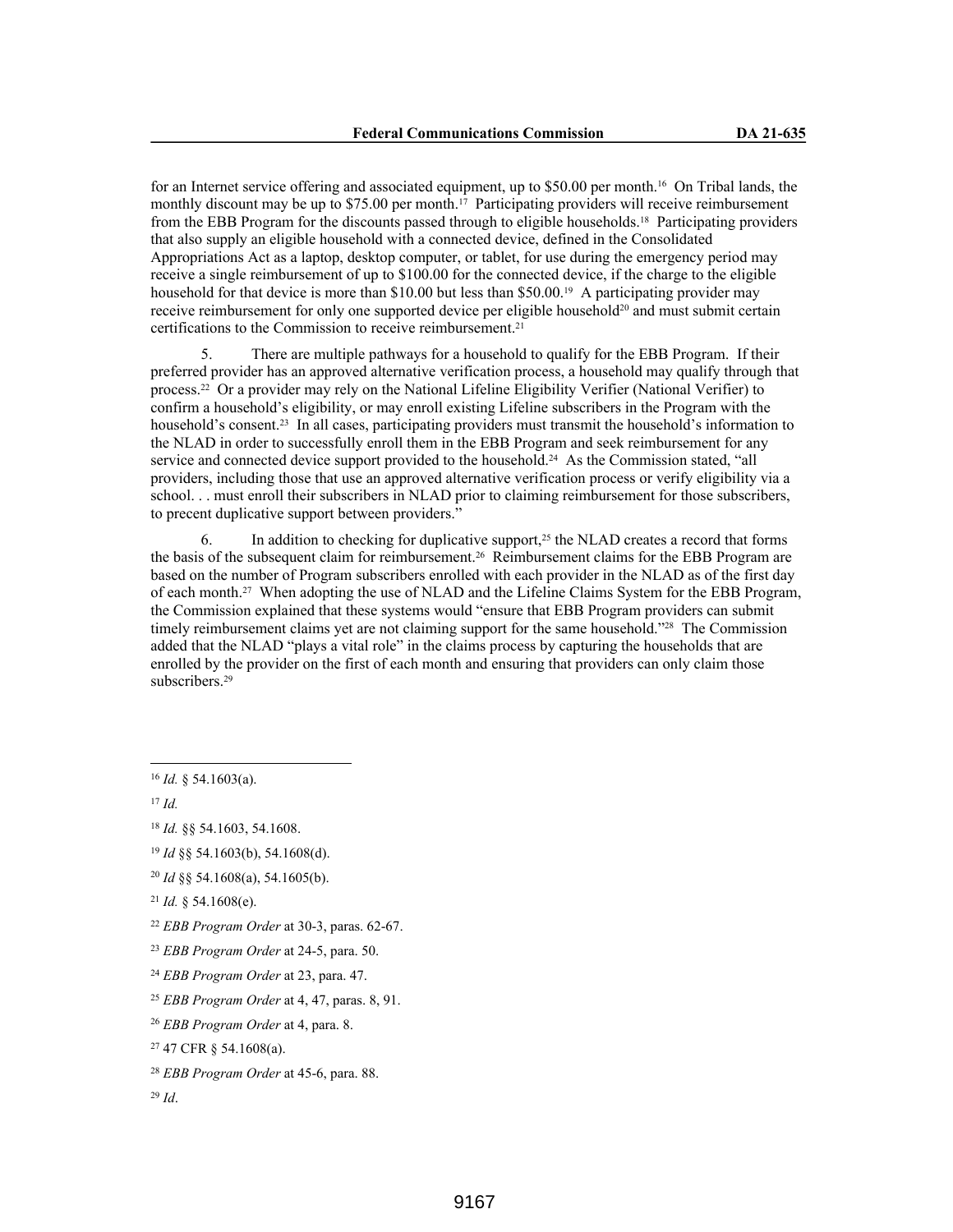for an Internet service offering and associated equipment, up to $50.00 per month.[16] On Tribal lands, the monthly discount may be up to $75.00 per month.[17] Participating providers will receive reimbursement from the EBB Program for the discounts passed through to eligible households.[18] Participating providers that also supply an eligible household with a connected device, defined in the Consolidated Appropriations Act as a laptop, desktop computer, or tablet, for use during the emergency period may receive a single reimbursement of up to $100.00 for the connected device, if the charge to the eligible household for that device is more than $10.00 but less than $50.00.[19] A participating provider may receive reimbursement for only one supported device per eligible household[20] and must submit certain certifications to the Commission to receive reimbursement.[21]

5. There are multiple pathways for a household to qualify for the EBB Program. If their preferred provider has an approved alternative verification process, a household may qualify through that process.[22] Or a provider may rely on the National Lifeline Eligibility Verifier (National Verifier) to confirm a household's eligibility, or may enroll existing Lifeline subscribers in the Program with the household's consent.[23] In all cases, participating providers must transmit the household's information to the NLAD in order to successfully enroll them in the EBB Program and seek reimbursement for any service and connected device support provided to the household.[24] As the Commission stated, "all providers, including those that use an approved alternative verification process or verify eligibility via a school. . . must enroll their subscribers in NLAD prior to claiming reimbursement for those subscribers, to precent duplicative support between providers."

6. In addition to checking for duplicative support,[25] the NLAD creates a record that forms the basis of the subsequent claim for reimbursement.[26] Reimbursement claims for the EBB Program are based on the number of Program subscribers enrolled with each provider in the NLAD as of the first day of each month.[27] When adopting the use of NLAD and the Lifeline Claims System for the EBB Program, the Commission explained that these systems would "ensure that EBB Program providers can submit timely reimbursement claims yet are not claiming support for the same household."[28] The Commission added that the NLAD "plays a vital role" in the claims process by capturing the households that are enrolled by the provider on the first of each month and ensuring that providers can only claim those subscribers.[29]

---

[16] *Id.* § 54.1603(a).

[17] *Id.*

[18] *Id.* §§ 54.1603, 54.1608.

[19] *Id* §§ 54.1603(b), 54.1608(d).

[20] *Id* §§ 54.1608(a), 54.1605(b).

[21] *Id.* § 54.1608(e).

[22] *EBB Program Order* at 30-3, paras. 62-67.

[23] *EBB Program Order* at 24-5, para. 50.

[24] *EBB Program Order* at 23, para. 47.

[25] *EBB Program Order* at 4, 47, paras. 8, 91.

[26] *EBB Program Order* at 4, para. 8.

[27] 47 CFR § 54.1608(a).

[28] *EBB Program Order* at 45-6, para. 88.

[29] *Id*.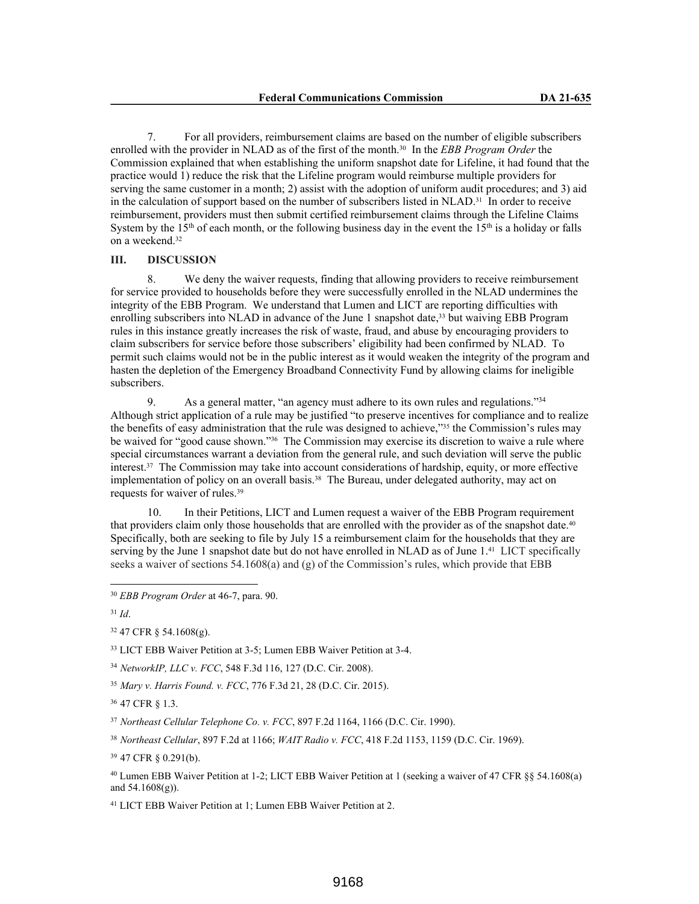7. For all providers, reimbursement claims are based on the number of eligible subscribers enrolled with the provider in NLAD as of the first of the month.[30] In the *EBB Program Order* the Commission explained that when establishing the uniform snapshot date for Lifeline, it had found that the practice would 1) reduce the risk that the Lifeline program would reimburse multiple providers for serving the same customer in a month; 2) assist with the adoption of uniform audit procedures; and 3) aid in the calculation of support based on the number of subscribers listed in NLAD.[31] In order to receive reimbursement, providers must then submit certified reimbursement claims through the Lifeline Claims System by the 15th of each month, or the following business day in the event the 15th is a holiday or falls on a weekend.[32]

## III. DISCUSSION

8. We deny the waiver requests, finding that allowing providers to receive reimbursement for service provided to households before they were successfully enrolled in the NLAD undermines the integrity of the EBB Program. We understand that Lumen and LICT are reporting difficulties with enrolling subscribers into NLAD in advance of the June 1 snapshot date,[33] but waiving EBB Program rules in this instance greatly increases the risk of waste, fraud, and abuse by encouraging providers to claim subscribers for service before those subscribers' eligibility had been confirmed by NLAD. To permit such claims would not be in the public interest as it would weaken the integrity of the program and hasten the depletion of the Emergency Broadband Connectivity Fund by allowing claims for ineligible subscribers.

9. As a general matter, "an agency must adhere to its own rules and regulations."[34] Although strict application of a rule may be justified "to preserve incentives for compliance and to realize the benefits of easy administration that the rule was designed to achieve,"[35] the Commission's rules may be waived for "good cause shown."[36] The Commission may exercise its discretion to waive a rule where special circumstances warrant a deviation from the general rule, and such deviation will serve the public interest.[37] The Commission may take into account considerations of hardship, equity, or more effective implementation of policy on an overall basis.[38] The Bureau, under delegated authority, may act on requests for waiver of rules.[39]

10. In their Petitions, LICT and Lumen request a waiver of the EBB Program requirement that providers claim only those households that are enrolled with the provider as of the snapshot date.[40] Specifically, both are seeking to file by July 15 a reimbursement claim for the households that they are serving by the June 1 snapshot date but do not have enrolled in NLAD as of June 1.[41] LICT specifically seeks a waiver of sections 54.1608(a) and (g) of the Commission's rules, which provide that EBB

---

[30] *EBB Program Order* at 46-7, para. 90.

[31] *Id*.

[32] 47 CFR § 54.1608(g).

[33] LICT EBB Waiver Petition at 3-5; Lumen EBB Waiver Petition at 3-4.

[34] *NetworkIP, LLC v. FCC*, 548 F.3d 116, 127 (D.C. Cir. 2008).

[35] *Mary v. Harris Found. v. FCC*, 776 F.3d 21, 28 (D.C. Cir. 2015).

[36] 47 CFR § 1.3.

[37] *Northeast Cellular Telephone Co. v. FCC*, 897 F.2d 1164, 1166 (D.C. Cir. 1990).

[38] *Northeast Cellular*, 897 F.2d at 1166; *WAIT Radio v. FCC*, 418 F.2d 1153, 1159 (D.C. Cir. 1969).

[39] 47 CFR § 0.291(b).

[40] Lumen EBB Waiver Petition at 1-2; LICT EBB Waiver Petition at 1 (seeking a waiver of 47 CFR §§ 54.1608(a) and 54.1608(g)).

[41] LICT EBB Waiver Petition at 1; Lumen EBB Waiver Petition at 2.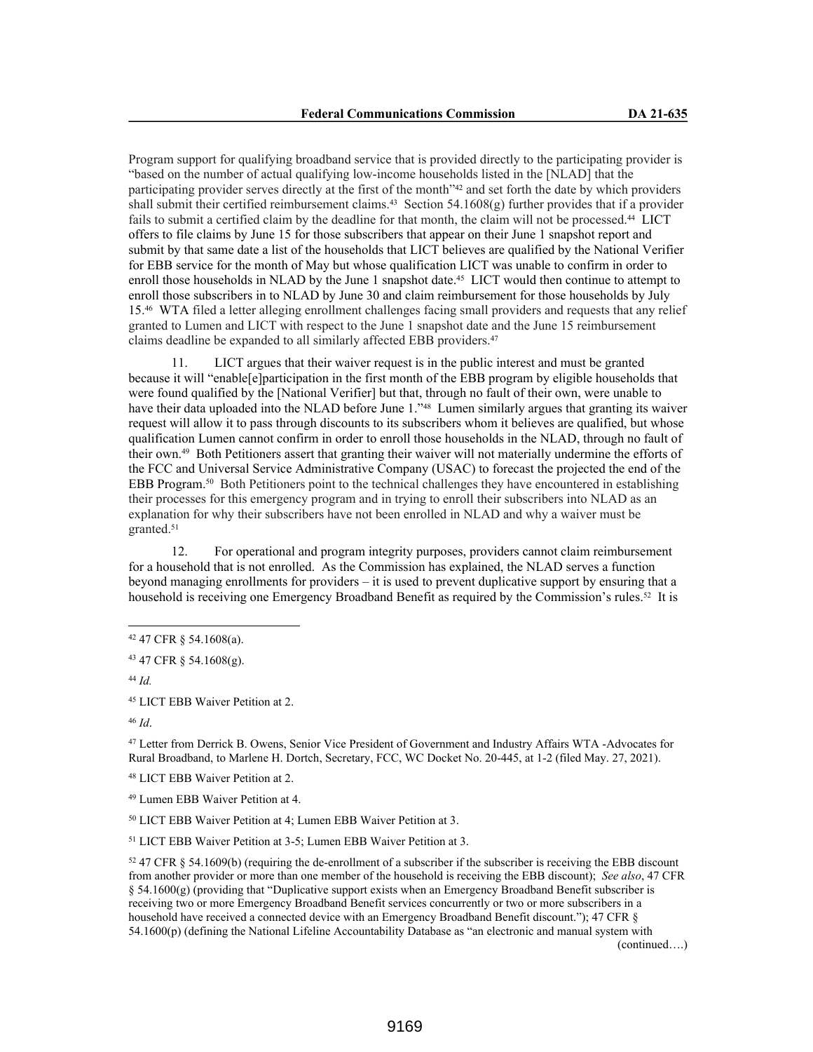Program support for qualifying broadband service that is provided directly to the participating provider is "based on the number of actual qualifying low-income households listed in the [NLAD] that the participating provider serves directly at the first of the month"[42] and set forth the date by which providers shall submit their certified reimbursement claims.[43] Section 54.1608(g) further provides that if a provider fails to submit a certified claim by the deadline for that month, the claim will not be processed.[44] LICT offers to file claims by June 15 for those subscribers that appear on their June 1 snapshot report and submit by that same date a list of the households that LICT believes are qualified by the National Verifier for EBB service for the month of May but whose qualification LICT was unable to confirm in order to enroll those households in NLAD by the June 1 snapshot date.[45] LICT would then continue to attempt to enroll those subscribers in to NLAD by June 30 and claim reimbursement for those households by July 15.[46] WTA filed a letter alleging enrollment challenges facing small providers and requests that any relief granted to Lumen and LICT with respect to the June 1 snapshot date and the June 15 reimbursement claims deadline be expanded to all similarly affected EBB providers.[47]

11. LICT argues that their waiver request is in the public interest and must be granted because it will "enable[e]participation in the first month of the EBB program by eligible households that were found qualified by the [National Verifier] but that, through no fault of their own, were unable to have their data uploaded into the NLAD before June 1."[48] Lumen similarly argues that granting its waiver request will allow it to pass through discounts to its subscribers whom it believes are qualified, but whose qualification Lumen cannot confirm in order to enroll those households in the NLAD, through no fault of their own.[49] Both Petitioners assert that granting their waiver will not materially undermine the efforts of the FCC and Universal Service Administrative Company (USAC) to forecast the projected the end of the EBB Program.[50] Both Petitioners point to the technical challenges they have encountered in establishing their processes for this emergency program and in trying to enroll their subscribers into NLAD as an explanation for why their subscribers have not been enrolled in NLAD and why a waiver must be granted.[51]

12. For operational and program integrity purposes, providers cannot claim reimbursement for a household that is not enrolled. As the Commission has explained, the NLAD serves a function beyond managing enrollments for providers – it is used to prevent duplicative support by ensuring that a household is receiving one Emergency Broadband Benefit as required by the Commission's rules.[52] It is

---

[42] 47 CFR § 54.1608(a).

[43] 47 CFR § 54.1608(g).

[44] *Id.*

[45] LICT EBB Waiver Petition at 2.

[46] *Id*.

[47] Letter from Derrick B. Owens, Senior Vice President of Government and Industry Affairs WTA -Advocates for Rural Broadband, to Marlene H. Dortch, Secretary, FCC, WC Docket No. 20-445, at 1-2 (filed May. 27, 2021).

[48] LICT EBB Waiver Petition at 2.

[49] Lumen EBB Waiver Petition at 4.

[50] LICT EBB Waiver Petition at 4; Lumen EBB Waiver Petition at 3.

[51] LICT EBB Waiver Petition at 3-5; Lumen EBB Waiver Petition at 3.

[52] 47 CFR § 54.1609(b) (requiring the de-enrollment of a subscriber if the subscriber is receiving the EBB discount from another provider or more than one member of the household is receiving the EBB discount); *See also*, 47 CFR § 54.1600(g) (providing that "Duplicative support exists when an Emergency Broadband Benefit subscriber is receiving two or more Emergency Broadband Benefit services concurrently or two or more subscribers in a household have received a connected device with an Emergency Broadband Benefit discount."); 47 CFR § 54.1600(p) (defining the National Lifeline Accountability Database as "an electronic and manual system with

(continued….)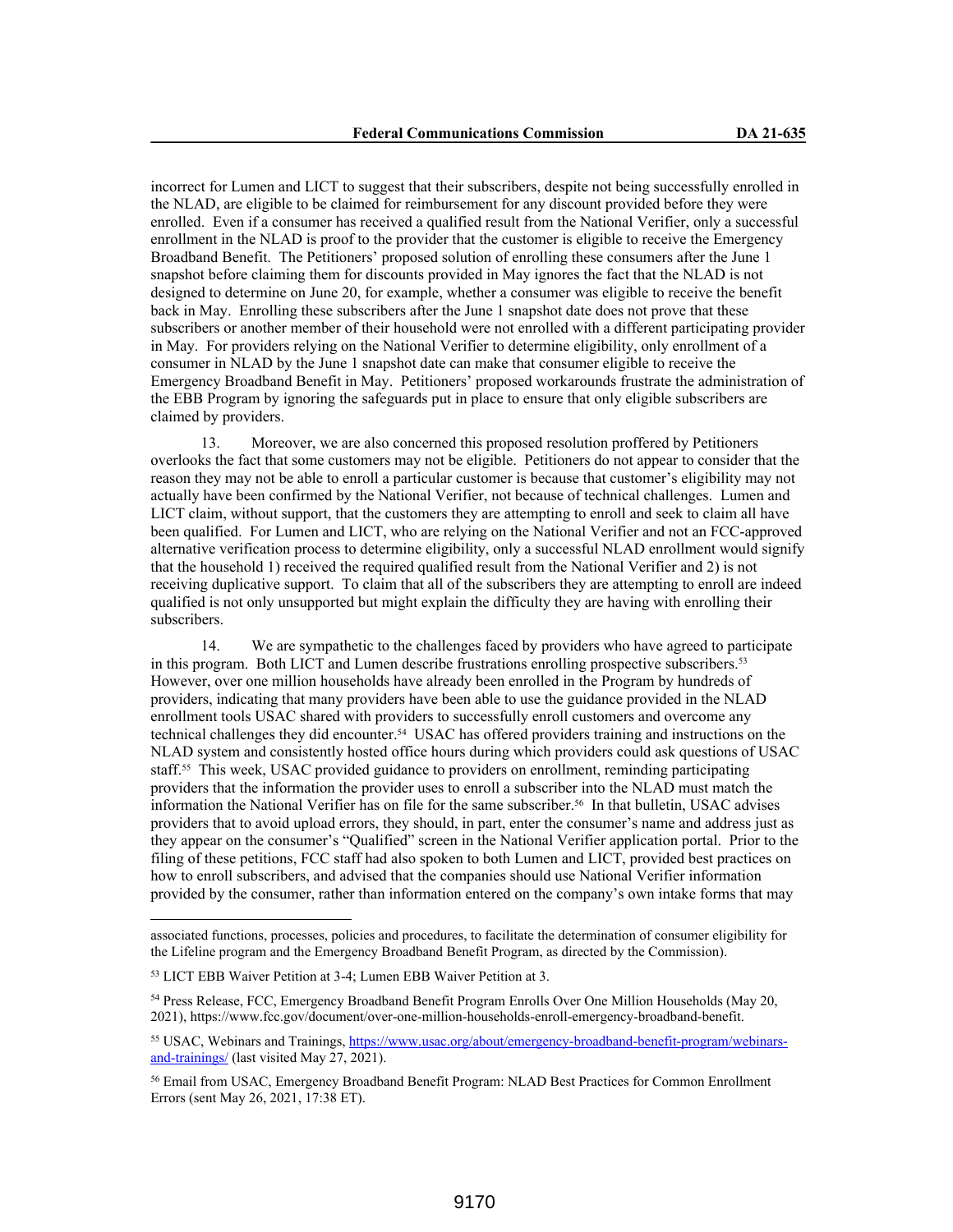incorrect for Lumen and LICT to suggest that their subscribers, despite not being successfully enrolled in the NLAD, are eligible to be claimed for reimbursement for any discount provided before they were enrolled. Even if a consumer has received a qualified result from the National Verifier, only a successful enrollment in the NLAD is proof to the provider that the customer is eligible to receive the Emergency Broadband Benefit. The Petitioners' proposed solution of enrolling these consumers after the June 1 snapshot before claiming them for discounts provided in May ignores the fact that the NLAD is not designed to determine on June 20, for example, whether a consumer was eligible to receive the benefit back in May. Enrolling these subscribers after the June 1 snapshot date does not prove that these subscribers or another member of their household were not enrolled with a different participating provider in May. For providers relying on the National Verifier to determine eligibility, only enrollment of a consumer in NLAD by the June 1 snapshot date can make that consumer eligible to receive the Emergency Broadband Benefit in May. Petitioners' proposed workarounds frustrate the administration of the EBB Program by ignoring the safeguards put in place to ensure that only eligible subscribers are claimed by providers.

13. Moreover, we are also concerned this proposed resolution proffered by Petitioners overlooks the fact that some customers may not be eligible. Petitioners do not appear to consider that the reason they may not be able to enroll a particular customer is because that customer's eligibility may not actually have been confirmed by the National Verifier, not because of technical challenges. Lumen and LICT claim, without support, that the customers they are attempting to enroll and seek to claim all have been qualified. For Lumen and LICT, who are relying on the National Verifier and not an FCC-approved alternative verification process to determine eligibility, only a successful NLAD enrollment would signify that the household 1) received the required qualified result from the National Verifier and 2) is not receiving duplicative support. To claim that all of the subscribers they are attempting to enroll are indeed qualified is not only unsupported but might explain the difficulty they are having with enrolling their subscribers.

14. We are sympathetic to the challenges faced by providers who have agreed to participate in this program. Both LICT and Lumen describe frustrations enrolling prospective subscribers.[53] However, over one million households have already been enrolled in the Program by hundreds of providers, indicating that many providers have been able to use the guidance provided in the NLAD enrollment tools USAC shared with providers to successfully enroll customers and overcome any technical challenges they did encounter.[54] USAC has offered providers training and instructions on the NLAD system and consistently hosted office hours during which providers could ask questions of USAC staff.[55] This week, USAC provided guidance to providers on enrollment, reminding participating providers that the information the provider uses to enroll a subscriber into the NLAD must match the information the National Verifier has on file for the same subscriber.[56] In that bulletin, USAC advises providers that to avoid upload errors, they should, in part, enter the consumer's name and address just as they appear on the consumer's "Qualified" screen in the National Verifier application portal. Prior to the filing of these petitions, FCC staff had also spoken to both Lumen and LICT, provided best practices on how to enroll subscribers, and advised that the companies should use National Verifier information provided by the consumer, rather than information entered on the company's own intake forms that may

---

associated functions, processes, policies and procedures, to facilitate the determination of consumer eligibility for the Lifeline program and the Emergency Broadband Benefit Program, as directed by the Commission).

[53] LICT EBB Waiver Petition at 3-4; Lumen EBB Waiver Petition at 3.

[54] Press Release, FCC, Emergency Broadband Benefit Program Enrolls Over One Million Households (May 20, 2021), https://www.fcc.gov/document/over-one-million-households-enroll-emergency-broadband-benefit.

[55] USAC, Webinars and Trainings, https://www.usac.org/about/emergency-broadband-benefit-program/webinars-and-trainings/ (last visited May 27, 2021).

[56] Email from USAC, Emergency Broadband Benefit Program: NLAD Best Practices for Common Enrollment Errors (sent May 26, 2021, 17:38 ET).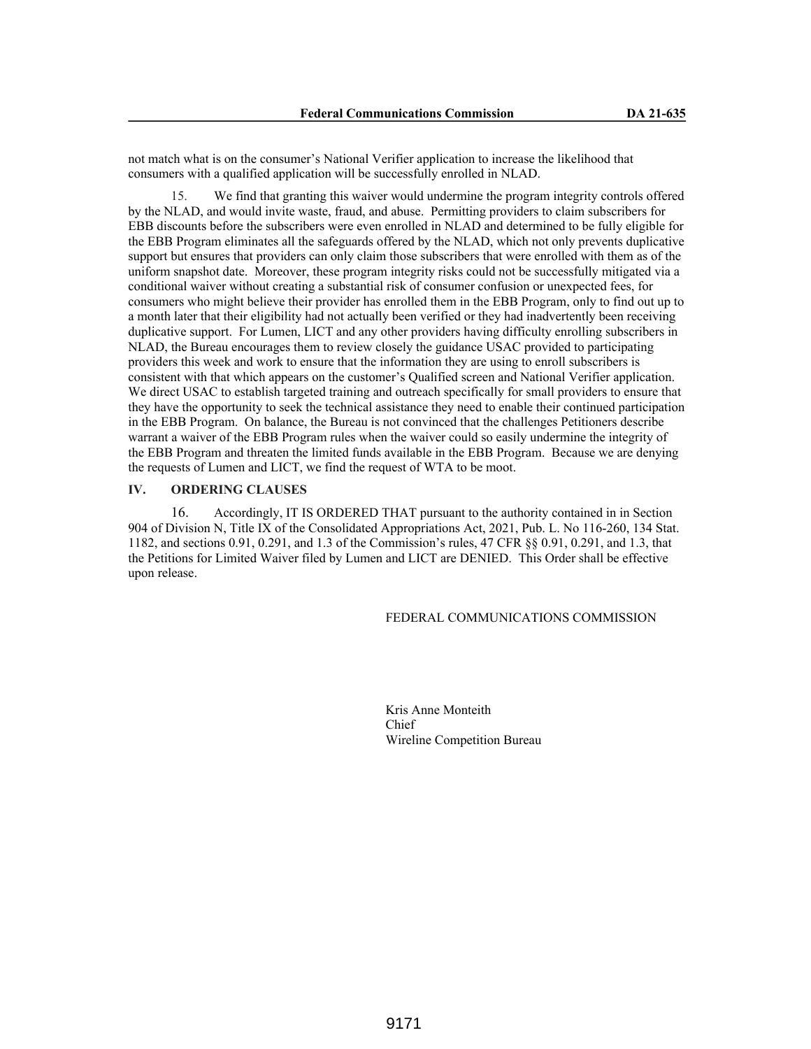not match what is on the consumer's National Verifier application to increase the likelihood that consumers with a qualified application will be successfully enrolled in NLAD.

15. We find that granting this waiver would undermine the program integrity controls offered by the NLAD, and would invite waste, fraud, and abuse. Permitting providers to claim subscribers for EBB discounts before the subscribers were even enrolled in NLAD and determined to be fully eligible for the EBB Program eliminates all the safeguards offered by the NLAD, which not only prevents duplicative support but ensures that providers can only claim those subscribers that were enrolled with them as of the uniform snapshot date. Moreover, these program integrity risks could not be successfully mitigated via a conditional waiver without creating a substantial risk of consumer confusion or unexpected fees, for consumers who might believe their provider has enrolled them in the EBB Program, only to find out up to a month later that their eligibility had not actually been verified or they had inadvertently been receiving duplicative support. For Lumen, LICT and any other providers having difficulty enrolling subscribers in NLAD, the Bureau encourages them to review closely the guidance USAC provided to participating providers this week and work to ensure that the information they are using to enroll subscribers is consistent with that which appears on the customer's Qualified screen and National Verifier application. We direct USAC to establish targeted training and outreach specifically for small providers to ensure that they have the opportunity to seek the technical assistance they need to enable their continued participation in the EBB Program. On balance, the Bureau is not convinced that the challenges Petitioners describe warrant a waiver of the EBB Program rules when the waiver could so easily undermine the integrity of the EBB Program and threaten the limited funds available in the EBB Program. Because we are denying the requests of Lumen and LICT, we find the request of WTA to be moot.

## IV. ORDERING CLAUSES

16. Accordingly, IT IS ORDERED THAT pursuant to the authority contained in in Section 904 of Division N, Title IX of the Consolidated Appropriations Act, 2021, Pub. L. No 116-260, 134 Stat. 1182, and sections 0.91, 0.291, and 1.3 of the Commission's rules, 47 CFR §§ 0.91, 0.291, and 1.3, that the Petitions for Limited Waiver filed by Lumen and LICT are DENIED. This Order shall be effective upon release.

FEDERAL COMMUNICATIONS COMMISSION

Kris Anne Monteith
Chief
Wireline Competition Bureau